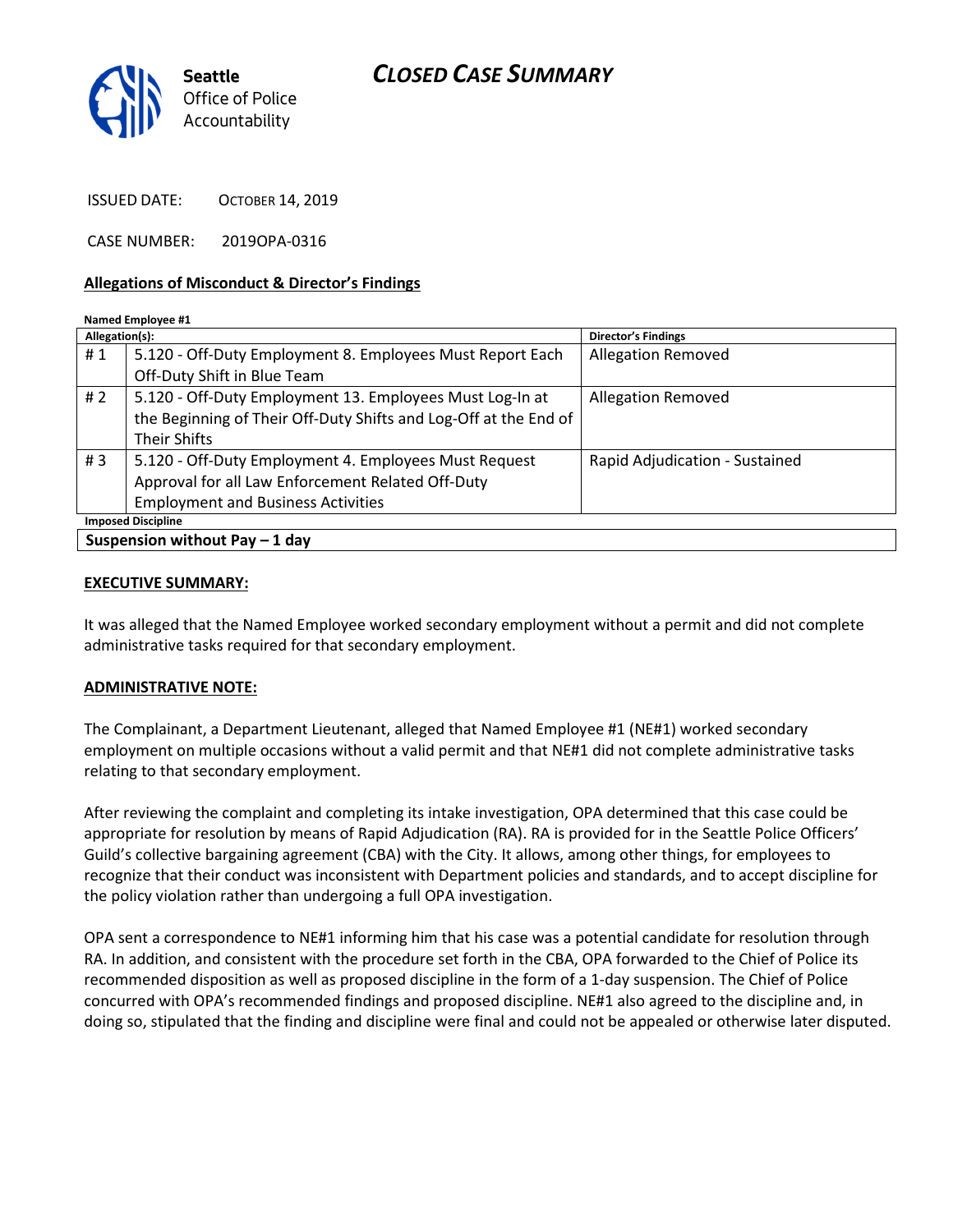**Seattle** Office of Police Accountability

# CLOSED CASE SUMMARY

ISSUED DATE: OCTOBER 14, 2019

CASE NUMBER: 2019OPA-0316

## Allegations of Misconduct & Director's Findings

**Named Employee #1**

| Allegation(s): | | Director's Findings |
|---|---|---|
| # 1 | 5.120 - Off-Duty Employment 8. Employees Must Report Each Off-Duty Shift in Blue Team | Allegation Removed |
| # 2 | 5.120 - Off-Duty Employment 13. Employees Must Log-In at the Beginning of Their Off-Duty Shifts and Log-Off at the End of Their Shifts | Allegation Removed |
| # 3 | 5.120 - Off-Duty Employment 4. Employees Must Request Approval for all Law Enforcement Related Off-Duty Employment and Business Activities | Rapid Adjudication - Sustained |
| **Imposed Discipline** | | |
| **Suspension without Pay – 1 day** | | |

## EXECUTIVE SUMMARY:

It was alleged that the Named Employee worked secondary employment without a permit and did not complete administrative tasks required for that secondary employment.

## ADMINISTRATIVE NOTE:

The Complainant, a Department Lieutenant, alleged that Named Employee #1 (NE#1) worked secondary employment on multiple occasions without a valid permit and that NE#1 did not complete administrative tasks relating to that secondary employment.

After reviewing the complaint and completing its intake investigation, OPA determined that this case could be appropriate for resolution by means of Rapid Adjudication (RA). RA is provided for in the Seattle Police Officers' Guild's collective bargaining agreement (CBA) with the City. It allows, among other things, for employees to recognize that their conduct was inconsistent with Department policies and standards, and to accept discipline for the policy violation rather than undergoing a full OPA investigation.

OPA sent a correspondence to NE#1 informing him that his case was a potential candidate for resolution through RA. In addition, and consistent with the procedure set forth in the CBA, OPA forwarded to the Chief of Police its recommended disposition as well as proposed discipline in the form of a 1-day suspension. The Chief of Police concurred with OPA's recommended findings and proposed discipline. NE#1 also agreed to the discipline and, in doing so, stipulated that the finding and discipline were final and could not be appealed or otherwise later disputed.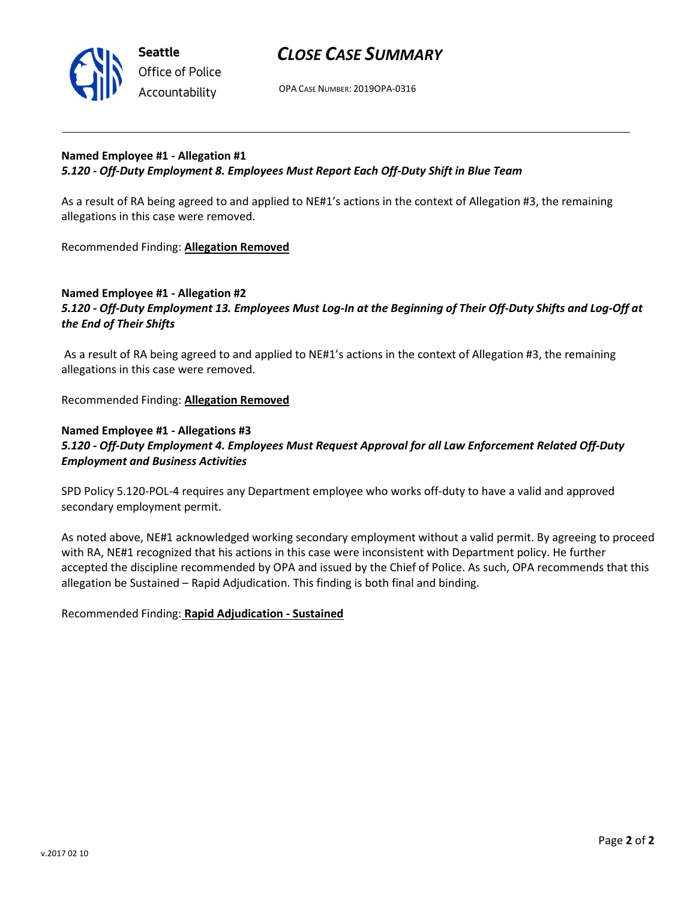**Named Employee #1 - Allegation #1**
***5.120 - Off-Duty Employment 8. Employees Must Report Each Off-Duty Shift in Blue Team***

As a result of RA being agreed to and applied to NE#1's actions in the context of Allegation #3, the remaining allegations in this case were removed.

Recommended Finding: **Allegation Removed**

**Named Employee #1 - Allegation #2**
***5.120 - Off-Duty Employment 13. Employees Must Log-In at the Beginning of Their Off-Duty Shifts and Log-Off at the End of Their Shifts***

As a result of RA being agreed to and applied to NE#1's actions in the context of Allegation #3, the remaining allegations in this case were removed.

Recommended Finding: **Allegation Removed**

**Named Employee #1 - Allegations #3**
***5.120 - Off-Duty Employment 4. Employees Must Request Approval for all Law Enforcement Related Off-Duty Employment and Business Activities***

SPD Policy 5.120-POL-4 requires any Department employee who works off-duty to have a valid and approved secondary employment permit.

As noted above, NE#1 acknowledged working secondary employment without a valid permit. By agreeing to proceed with RA, NE#1 recognized that his actions in this case were inconsistent with Department policy. He further accepted the discipline recommended by OPA and issued by the Chief of Police. As such, OPA recommends that this allegation be Sustained – Rapid Adjudication. This finding is both final and binding.

Recommended Finding: **Rapid Adjudication - Sustained**